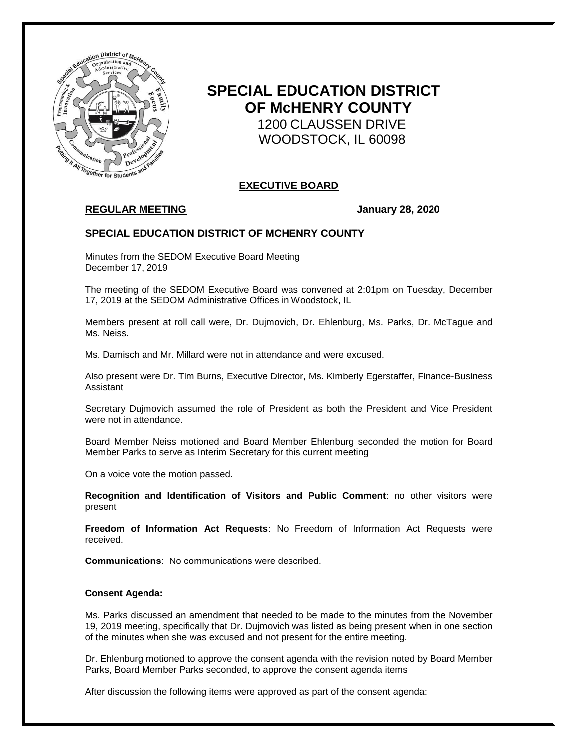# SPECIAL EDUCATION DISTRICT OF McHENRY COUNTY

1200 CLAUSSEN DRIVE
WOODSTOCK, IL 60098

## EXECUTIVE BOARD

**REGULAR MEETING** **January 28, 2020**

### SPECIAL EDUCATION DISTRICT OF MCHENRY COUNTY

Minutes from the SEDOM Executive Board Meeting
December 17, 2019

The meeting of the SEDOM Executive Board was convened at 2:01pm on Tuesday, December 17, 2019 at the SEDOM Administrative Offices in Woodstock, IL

Members present at roll call were, Dr. Dujmovich, Dr. Ehlenburg, Ms. Parks, Dr. McTague and Ms. Neiss.

Ms. Damisch and Mr. Millard were not in attendance and were excused.

Also present were Dr. Tim Burns, Executive Director, Ms. Kimberly Egerstaffer, Finance-Business Assistant

Secretary Dujmovich assumed the role of President as both the President and Vice President were not in attendance.

Board Member Neiss motioned and Board Member Ehlenburg seconded the motion for Board Member Parks to serve as Interim Secretary for this current meeting

On a voice vote the motion passed.

**Recognition and Identification of Visitors and Public Comment**: no other visitors were present

**Freedom of Information Act Requests**: No Freedom of Information Act Requests were received.

**Communications**: No communications were described.

**Consent Agenda:**

Ms. Parks discussed an amendment that needed to be made to the minutes from the November 19, 2019 meeting, specifically that Dr. Dujmovich was listed as being present when in one section of the minutes when she was excused and not present for the entire meeting.

Dr. Ehlenburg motioned to approve the consent agenda with the revision noted by Board Member Parks, Board Member Parks seconded, to approve the consent agenda items

After discussion the following items were approved as part of the consent agenda: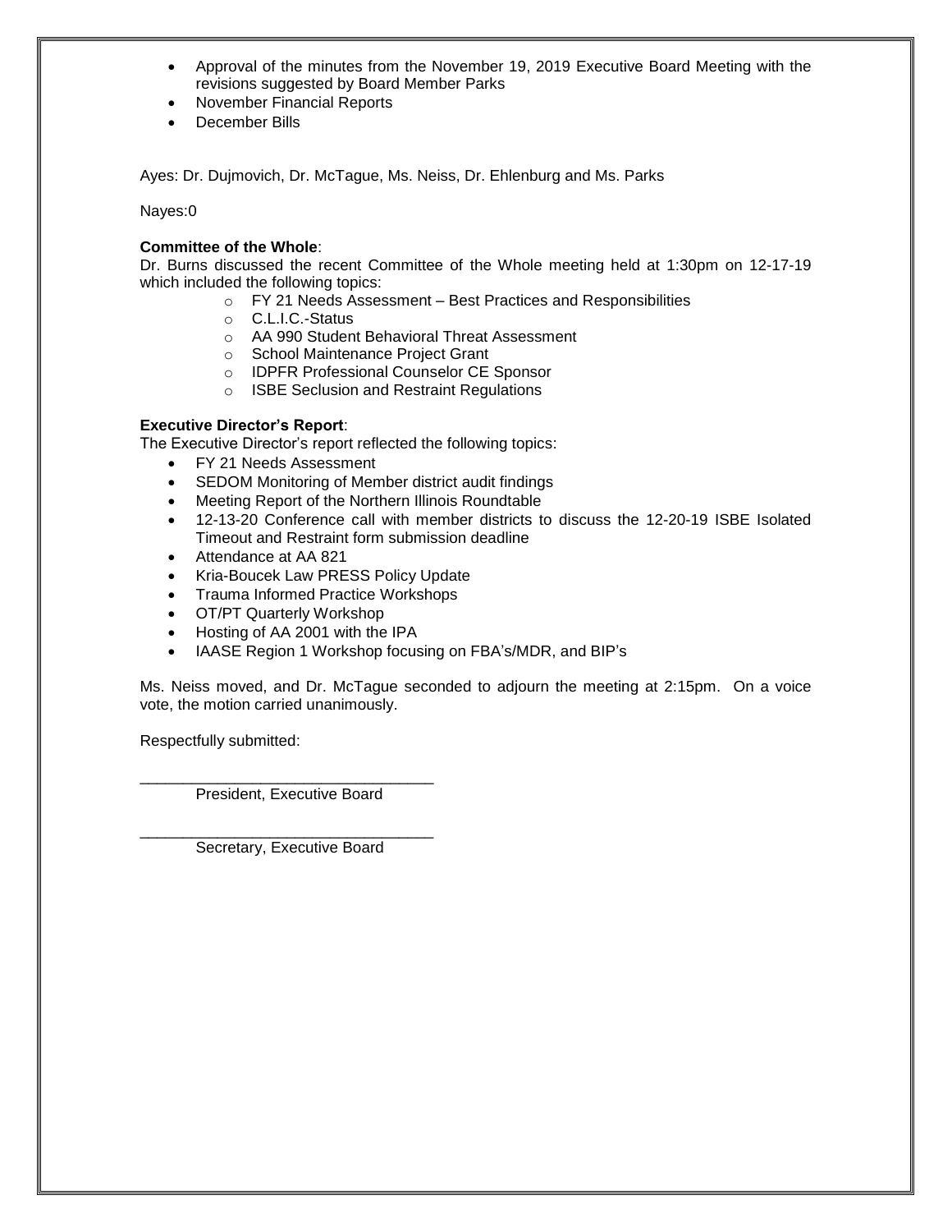- Approval of the minutes from the November 19, 2019 Executive Board Meeting with the revisions suggested by Board Member Parks
- November Financial Reports
- December Bills

Ayes: Dr. Dujmovich, Dr. McTague, Ms. Neiss, Dr. Ehlenburg and Ms. Parks

Nayes:0

**Committee of the Whole**:

Dr. Burns discussed the recent Committee of the Whole meeting held at 1:30pm on 12-17-19 which included the following topics:

- FY 21 Needs Assessment – Best Practices and Responsibilities
- C.L.I.C.-Status
- AA 990 Student Behavioral Threat Assessment
- School Maintenance Project Grant
- IDPFR Professional Counselor CE Sponsor
- ISBE Seclusion and Restraint Regulations

**Executive Director's Report**:

The Executive Director's report reflected the following topics:

- FY 21 Needs Assessment
- SEDOM Monitoring of Member district audit findings
- Meeting Report of the Northern Illinois Roundtable
- 12-13-20 Conference call with member districts to discuss the 12-20-19 ISBE Isolated Timeout and Restraint form submission deadline
- Attendance at AA 821
- Kria-Boucek Law PRESS Policy Update
- Trauma Informed Practice Workshops
- OT/PT Quarterly Workshop
- Hosting of AA 2001 with the IPA
- IAASE Region 1 Workshop focusing on FBA's/MDR, and BIP's

Ms. Neiss moved, and Dr. McTague seconded to adjourn the meeting at 2:15pm. On a voice vote, the motion carried unanimously.

Respectfully submitted:

\_\_\_\_\_\_\_\_\_\_\_\_\_\_\_\_\_\_\_\_\_\_\_\_\_\_\_\_\_\_\_\_\_\_

President, Executive Board

\_\_\_\_\_\_\_\_\_\_\_\_\_\_\_\_\_\_\_\_\_\_\_\_\_\_\_\_\_\_\_\_\_\_

Secretary, Executive Board